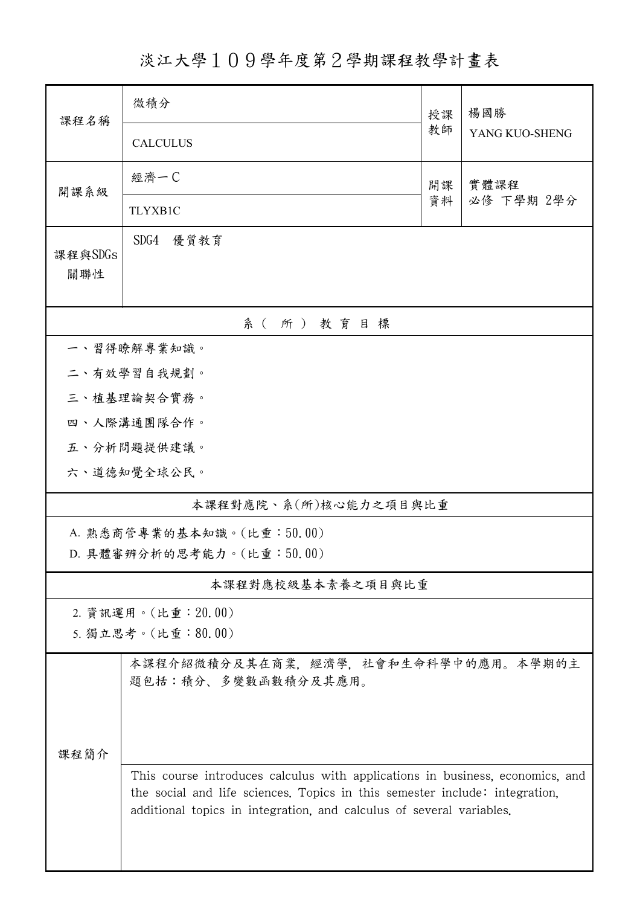# 淡江大學１０９學年度第２學期課程教學計畫表

| 課程名稱 | 微積分<br>CALCULUS | 授課教師 | 楊國勝<br>YANG KUO-SHENG |
| --- | --- | --- | --- |
| 開課系級 | 經濟一Ｃ<br>TLYXB1C | 開課資料 | 實體課程<br>必修 下學期 2學分 |
| 課程與SDGs關聯性 | SDG4　優質教育 | | |

## 系（所）教育目標

一、習得瞭解專業知識。

二、有效學習自我規劃。

三、植基理論契合實務。

四、人際溝通團隊合作。

五、分析問題提供建議。

六、道德知覺全球公民。

## 本課程對應院、系(所)核心能力之項目與比重

A. 熟悉商管專業的基本知識。(比重：50.00)

D. 具體審辨分析的思考能力。(比重：50.00)

## 本課程對應校級基本素養之項目與比重

2. 資訊運用。(比重：20.00)

5. 獨立思考。(比重：80.00)

## 課程簡介

本課程介紹微積分及其在商業，經濟學，社會和生命科學中的應用。本學期的主題包括：積分、多變數函數積分及其應用。

This course introduces calculus with applications in business, economics, and the social and life sciences. Topics in this semester include: integration, additional topics in integration, and calculus of several variables.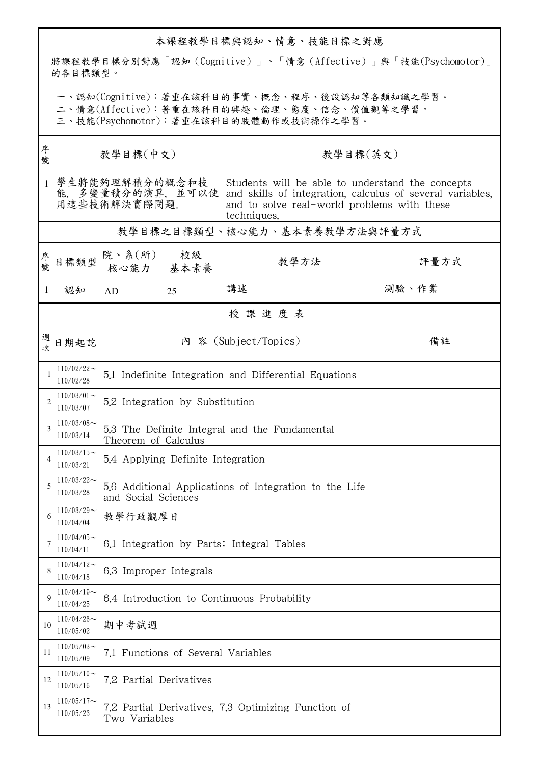## 本課程教學目標與認知、情意、技能目標之對應

將課程教學目標分別對應「認知（Cognitive）」、「情意（Affective）」與「技能(Psychomotor)」的各目標類型。

一、認知(Cognitive)：著重在該科目的事實、概念、程序、後設認知等各類知識之學習。
二、情意(Affective)：著重在該科目的興趣、倫理、態度、信念、價值觀等之學習。
三、技能(Psychomotor)：著重在該科目的肢體動作或技術操作之學習。

| 序號 | 教學目標(中文) | 教學目標(英文) |
|---|---|---|
| 1 | 學生將能夠理解積分的概念和技能，多變量積分的演算，並可以使用這些技術解決實際問題。 | Students will be able to understand the concepts and skills of integration, calculus of several variables, and to solve real-world problems with these techniques. |

## 教學目標之目標類型、核心能力、基本素養教學方法與評量方式

| 序號 | 目標類型 | 院、系(所)核心能力 | 校級基本素養 | 教學方法 | 評量方式 |
|---|---|---|---|---|---|
| 1 | 認知 | AD | 25 | 講述 | 測驗、作業 |

## 授 課 進 度 表

| 週次 | 日期起訖 | 內 容 (Subject/Topics) | 備註 |
|---|---|---|---|
| 1 | 110/02/22～110/02/28 | 5.1 Indefinite Integration and Differential Equations | |
| 2 | 110/03/01～110/03/07 | 5.2 Integration by Substitution | |
| 3 | 110/03/08～110/03/14 | 5.3 The Definite Integral and the Fundamental Theorem of Calculus | |
| 4 | 110/03/15～110/03/21 | 5.4 Applying Definite Integration | |
| 5 | 110/03/22～110/03/28 | 5.6 Additional Applications of Integration to the Life and Social Sciences | |
| 6 | 110/03/29～110/04/04 | 教學行政觀摩日 | |
| 7 | 110/04/05～110/04/11 | 6.1 Integration by Parts; Integral Tables | |
| 8 | 110/04/12～110/04/18 | 6.3 Improper Integrals | |
| 9 | 110/04/19～110/04/25 | 6.4 Introduction to Continuous Probability | |
| 10 | 110/04/26～110/05/02 | 期中考試週 | |
| 11 | 110/05/03～110/05/09 | 7.1 Functions of Several Variables | |
| 12 | 110/05/10～110/05/16 | 7.2 Partial Derivatives | |
| 13 | 110/05/17～110/05/23 | 7.2 Partial Derivatives, 7.3 Optimizing Function of Two Variables | |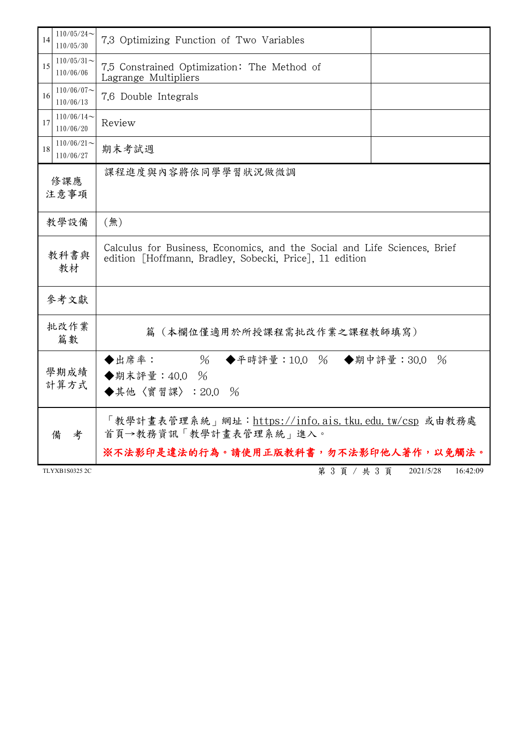| | | | |
|---|---|---|---|
| 14 | 110/05/24～110/05/30 | 7.3 Optimizing Function of Two Variables | |
| 15 | 110/05/31～110/06/06 | 7.5 Constrained Optimization: The Method of Lagrange Multipliers | |
| 16 | 110/06/07～110/06/13 | 7.6 Double Integrals | |
| 17 | 110/06/14～110/06/20 | Review | |
| 18 | 110/06/21～110/06/27 | 期末考試週 | |

| | |
|---|---|
| 修課應注意事項 | 課程進度與內容將依同學學習狀況做微調 |
| 教學設備 | (無) |
| 教科書與教材 | Calculus for Business, Economics, and the Social and Life Sciences, Brief edition [Hoffmann, Bradley, Sobecki, Price], 11 edition |
| 參考文獻 | |
| 批改作業篇數 | 篇（本欄位僅適用於所授課程需批改作業之課程教師填寫） |
| 學期成績計算方式 | ◆出席率：　　% ◆平時評量：10.0 % ◆期中評量：30.0 %<br>◆期末評量：40.0 %<br>◆其他〈實習課〉：20.0 % |
| 備　考 | 「教學計畫表管理系統」網址：https://info.ais.tku.edu.tw/csp 或由教務處首頁→教務資訊「教學計畫表管理系統」進入。<br>**※不法影印是違法的行為。請使用正版教科書，勿不法影印他人著作，以免觸法。** |

TLYXB1S0325 2C　　2021/5/28　16:42:09